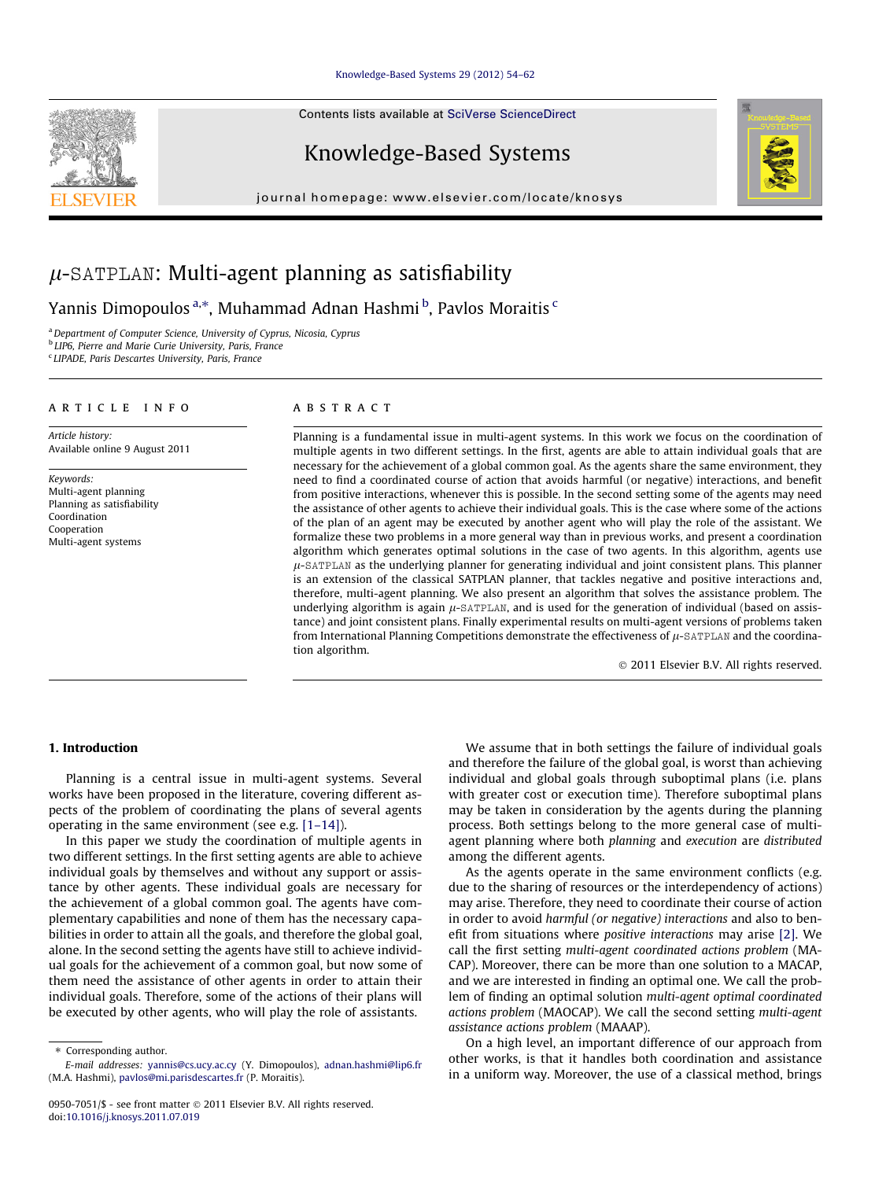# $\mu$-SATPLAN: Multi-agent planning as satisfiability

Yannis Dimopoulos [a,*], Muhammad Adnan Hashmi [b], Pavlos Moraitis [c]

[a] Department of Computer Science, University of Cyprus, Nicosia, Cyprus
[b] LIP6, Pierre and Marie Curie University, Paris, France
[c] LIPADE, Paris Descartes University, Paris, France

---

**ARTICLE INFO**

*Article history:*
Available online 9 August 2011

*Keywords:*
Multi-agent planning
Planning as satisfiability
Coordination
Cooperation
Multi-agent systems

**ABSTRACT**

Planning is a fundamental issue in multi-agent systems. In this work we focus on the coordination of multiple agents in two different settings. In the first, agents are able to attain individual goals that are necessary for the achievement of a global common goal. As the agents share the same environment, they need to find a coordinated course of action that avoids harmful (or negative) interactions, and benefit from positive interactions, whenever this is possible. In the second setting some of the agents may need the assistance of other agents to achieve their individual goals. This is the case where some of the actions of the plan of an agent may be executed by another agent who will play the role of the assistant. We formalize these two problems in a more general way than in previous works, and present a coordination algorithm which generates optimal solutions in the case of two agents. In this algorithm, agents use $\mu$-SATPLAN as the underlying planner for generating individual and joint consistent plans. This planner is an extension of the classical SATPLAN planner, that tackles negative and positive interactions and, therefore, multi-agent planning. We also present an algorithm that solves the assistance problem. The underlying algorithm is again $\mu$-SATPLAN, and is used for the generation of individual (based on assistance) and joint consistent plans. Finally experimental results on multi-agent versions of problems taken from International Planning Competitions demonstrate the effectiveness of $\mu$-SATPLAN and the coordination algorithm.

© 2011 Elsevier B.V. All rights reserved.

---

## 1. Introduction

Planning is a central issue in multi-agent systems. Several works have been proposed in the literature, covering different aspects of the problem of coordinating the plans of several agents operating in the same environment (see e.g. [1–14]).

In this paper we study the coordination of multiple agents in two different settings. In the first setting agents are able to achieve individual goals by themselves and without any support or assistance by other agents. These individual goals are necessary for the achievement of a global common goal. The agents have complementary capabilities and none of them has the necessary capabilities in order to attain all the goals, and therefore the global goal, alone. In the second setting the agents have still to achieve individual goals for the achievement of a common goal, but now some of them need the assistance of other agents in order to attain their individual goals. Therefore, some of the actions of their plans will be executed by other agents, who will play the role of assistants.

We assume that in both settings the failure of individual goals and therefore the failure of the global goal, is worst than achieving individual and global goals through suboptimal plans (i.e. plans with greater cost or execution time). Therefore suboptimal plans may be taken in consideration by the agents during the planning process. Both settings belong to the more general case of multi-agent planning where both *planning* and *execution* are *distributed* among the different agents.

As the agents operate in the same environment conflicts (e.g. due to the sharing of resources or the interdependency of actions) may arise. Therefore, they need to coordinate their course of action in order to avoid *harmful (or negative) interactions* and also to benefit from situations where *positive interactions* may arise [2]. We call the first setting *multi-agent coordinated actions problem* (MACAP). Moreover, there can be more than one solution to a MACAP, and we are interested in finding an optimal one. We call the problem of finding an optimal solution *multi-agent optimal coordinated actions problem* (MAOCAP). We call the second setting *multi-agent assistance actions problem* (MAAAP).

On a high level, an important difference of our approach from other works, is that it handles both coordination and assistance in a uniform way. Moreover, the use of a classical method, brings

---

* Corresponding author.
*E-mail addresses:* yannis@cs.ucy.ac.cy (Y. Dimopoulos), adnan.hashmi@lip6.fr (M.A. Hashmi), pavlos@mi.parisdescartes.fr (P. Moraitis).

0950-7051/$ - see front matter © 2011 Elsevier B.V. All rights reserved.
doi:10.1016/j.knosys.2011.07.019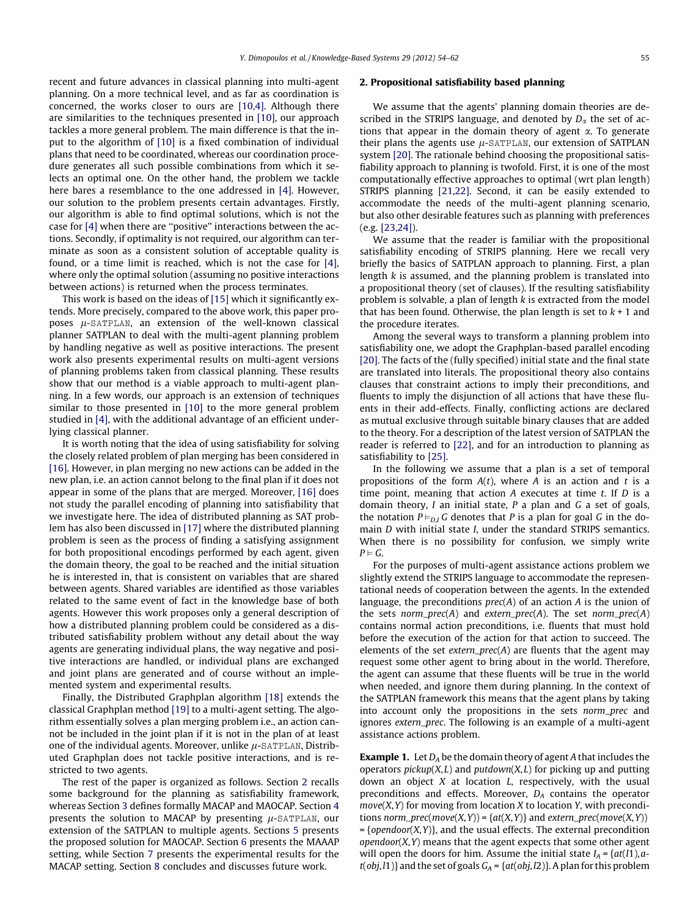recent and future advances in classical planning into multi-agent planning. On a more technical level, and as far as coordination is concerned, the works closer to ours are [10,4]. Although there are similarities to the techniques presented in [10], our approach tackles a more general problem. The main difference is that the input to the algorithm of [10] is a fixed combination of individual plans that need to be coordinated, whereas our coordination procedure generates all such possible combinations from which it selects an optimal one. On the other hand, the problem we tackle here bares a resemblance to the one addressed in [4]. However, our solution to the problem presents certain advantages. Firstly, our algorithm is able to find optimal solutions, which is not the case for [4] when there are "positive" interactions between the actions. Secondly, if optimality is not required, our algorithm can terminate as soon as a consistent solution of acceptable quality is found, or a time limit is reached, which is not the case for [4], where only the optimal solution (assuming no positive interactions between actions) is returned when the process terminates.

This work is based on the ideas of [15] which it significantly extends. More precisely, compared to the above work, this paper proposes $\mu$-SATPLAN, an extension of the well-known classical planner SATPLAN to deal with the multi-agent planning problem by handling negative as well as positive interactions. The present work also presents experimental results on multi-agent versions of planning problems taken from classical planning. These results show that our method is a viable approach to multi-agent planning. In a few words, our approach is an extension of techniques similar to those presented in [10] to the more general problem studied in [4], with the additional advantage of an efficient underlying classical planner.

It is worth noting that the idea of using satisfiability for solving the closely related problem of plan merging has been considered in [16]. However, in plan merging no new actions can be added in the new plan, i.e. an action cannot belong to the final plan if it does not appear in some of the plans that are merged. Moreover, [16] does not study the parallel encoding of planning into satisfiability that we investigate here. The idea of distributed planning as SAT problem has also been discussed in [17] where the distributed planning problem is seen as the process of finding a satisfying assignment for both propositional encodings performed by each agent, given the domain theory, the goal to be reached and the initial situation he is interested in, that is consistent on variables that are shared between agents. Shared variables are identified as those variables related to the same event of fact in the knowledge base of both agents. However this work proposes only a general description of how a distributed planning problem could be considered as a distributed satisfiability problem without any detail about the way agents are generating individual plans, the way negative and positive interactions are handled, or individual plans are exchanged and joint plans are generated and of course without an implemented system and experimental results.

Finally, the Distributed Graphplan algorithm [18] extends the classical Graphplan method [19] to a multi-agent setting. The algorithm essentially solves a plan merging problem i.e., an action cannot be included in the joint plan if it is not in the plan of at least one of the individual agents. Moreover, unlike $\mu$-SATPLAN, Distributed Graphplan does not tackle positive interactions, and is restricted to two agents.

The rest of the paper is organized as follows. Section 2 recalls some background for the planning as satisfiability framework, whereas Section 3 defines formally MACAP and MAOCAP. Section 4 presents the solution to MACAP by presenting $\mu$-SATPLAN, our extension of the SATPLAN to multiple agents. Sections 5 presents the proposed solution for MAOCAP. Section 6 presents the MAAAP setting, while Section 7 presents the experimental results for the MACAP setting. Section 8 concludes and discusses future work.

## 2. Propositional satisfiability based planning

We assume that the agents' planning domain theories are described in the STRIPS language, and denoted by $D_\alpha$ the set of actions that appear in the domain theory of agent $\alpha$. To generate their plans the agents use $\mu$-SATPLAN, our extension of SATPLAN system [20]. The rationale behind choosing the propositional satisfiability approach to planning is twofold. First, it is one of the most computationally effective approaches to optimal (wrt plan length) STRIPS planning [21,22]. Second, it can be easily extended to accommodate the needs of the multi-agent planning scenario, but also other desirable features such as planning with preferences (e.g. [23,24]).

We assume that the reader is familiar with the propositional satisfiability encoding of STRIPS planning. Here we recall very briefly the basics of SATPLAN approach to planning. First, a plan length $k$ is assumed, and the planning problem is translated into a propositional theory (set of clauses). If the resulting satisfiability problem is solvable, a plan of length $k$ is extracted from the model that has been found. Otherwise, the plan length is set to $k + 1$ and the procedure iterates.

Among the several ways to transform a planning problem into satisfiability one, we adopt the Graphplan-based parallel encoding [20]. The facts of the (fully specified) initial state and the final state are translated into literals. The propositional theory also contains clauses that constraint actions to imply their preconditions, and fluents to imply the disjunction of all actions that have these fluents in their add-effects. Finally, conflicting actions are declared as mutual exclusive through suitable binary clauses that are added to the theory. For a description of the latest version of SATPLAN the reader is referred to [22], and for an introduction to planning as satisfiability to [25].

In the following we assume that a plan is a set of temporal propositions of the form $A(t)$, where $A$ is an action and $t$ is a time point, meaning that action $A$ executes at time $t$. If $D$ is a domain theory, $I$ an initial state, $P$ a plan and $G$ a set of goals, the notation $P \models_{D,I} G$ denotes that $P$ is a plan for goal $G$ in the domain $D$ with initial state $I$, under the standard STRIPS semantics. When there is no possibility for confusion, we simply write $P \models G$.

For the purposes of multi-agent assistance actions problem we slightly extend the STRIPS language to accommodate the representational needs of cooperation between the agents. In the extended language, the preconditions $prec(A)$ of an action $A$ is the union of the sets $norm\_prec(A)$ and $extern\_prec(A)$. The set $norm\_prec(A)$ contains normal action preconditions, i.e. fluents that must hold before the execution of the action for that action to succeed. The elements of the set $extern\_prec(A)$ are fluents that the agent may request some other agent to bring about in the world. Therefore, the agent can assume that these fluents will be true in the world when needed, and ignore them during planning. In the context of the SATPLAN framework this means that the agent plans by taking into account only the propositions in the sets $norm\_prec$ and ignores $extern\_prec$. The following is an example of a multi-agent assistance actions problem.

**Example 1.** Let $D_A$ be the domain theory of agent $A$ that includes the operators $pickup(X,L)$ and $putdown(X,L)$ for picking up and putting down an object $X$ at location $L$, respectively, with the usual preconditions and effects. Moreover, $D_A$ contains the operator $move(X,Y)$ for moving from location $X$ to location $Y$, with preconditions $norm\_prec(move(X,Y)) = \{at(X,Y)\}$ and $extern\_prec(move(X,Y)) = \{opendoor(X,Y)\}$, and the usual effects. The external precondition $opendoor(X,Y)$ means that the agent expects that some other agent will open the doors for him. Assume the initial state $I_A = \{at(l1), at(obj,l1)\}$ and the set of goals $G_A = \{at(obj,l2)\}$. A plan for this problem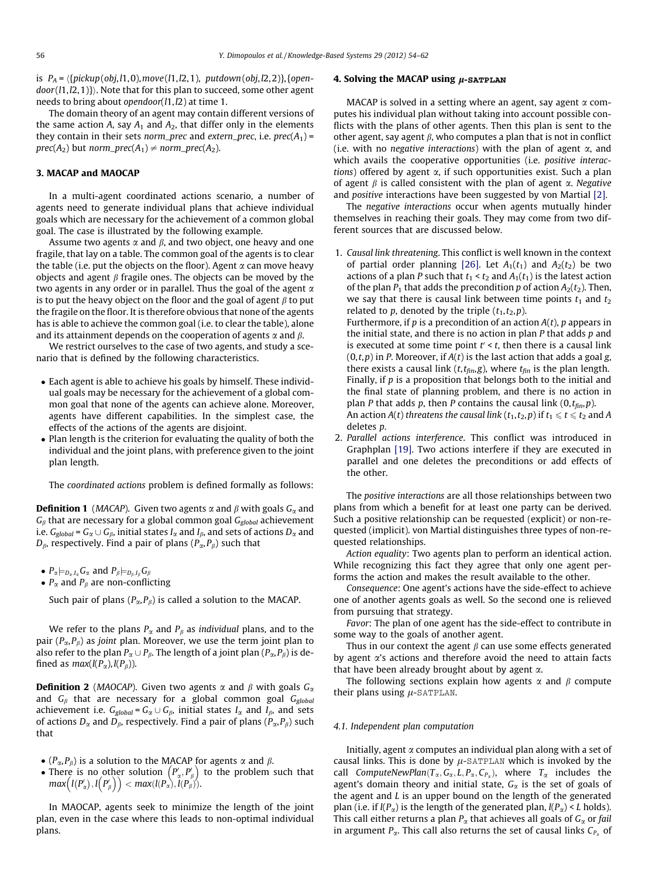is $P_A = \langle\{pickup(obj,l1,0), move(l1,l2,1),\ putdown(obj,l2,2)\},\{opendoor(l1,l2,1)\}\rangle$. Note that for this plan to succeed, some other agent needs to bring about $opendoor(l1,l2)$ at time 1.

The domain theory of an agent may contain different versions of the same action $A$, say $A_1$ and $A_2$, that differ only in the elements they contain in their sets *norm_prec* and *extern_prec*, i.e. $prec(A_1) = prec(A_2)$ but $norm\_prec(A_1) \neq norm\_prec(A_2)$.

## 3. MACAP and MAOCAP

In a multi-agent coordinated actions scenario, a number of agents need to generate individual plans that achieve individual goals which are necessary for the achievement of a common global goal. The case is illustrated by the following example.

Assume two agents $\alpha$ and $\beta$, and two object, one heavy and one fragile, that lay on a table. The common goal of the agents is to clear the table (i.e. put the objects on the floor). Agent $\alpha$ can move heavy objects and agent $\beta$ fragile ones. The objects can be moved by the two agents in any order or in parallel. Thus the goal of the agent $\alpha$ is to put the heavy object on the floor and the goal of agent $\beta$ to put the fragile on the floor. It is therefore obvious that none of the agents has is able to achieve the common goal (i.e. to clear the table), alone and its attainment depends on the cooperation of agents $\alpha$ and $\beta$.

We restrict ourselves to the case of two agents, and study a scenario that is defined by the following characteristics.

- Each agent is able to achieve his goals by himself. These individual goals may be necessary for the achievement of a global common goal that none of the agents can achieve alone. Moreover, agents have different capabilities. In the simplest case, the effects of the actions of the agents are disjoint.
- Plan length is the criterion for evaluating the quality of both the individual and the joint plans, with preference given to the joint plan length.

The *coordinated actions* problem is defined formally as follows:

**Definition 1** (*MACAP*). Given two agents $\alpha$ and $\beta$ with goals $G_\alpha$ and $G_\beta$ that are necessary for a global common goal $G_{global}$ achievement i.e. $G_{global} = G_\alpha \cup G_\beta$, initial states $I_\alpha$ and $I_\beta$, and sets of actions $D_\alpha$ and $D_\beta$, respectively. Find a pair of plans $(P_\alpha, P_\beta)$ such that

- $P_\alpha \models_{D_\alpha, I_\alpha} G_\alpha$ and $P_\beta \models_{D_\beta, I_\beta} G_\beta$
- $P_\alpha$ and $P_\beta$ are non-conflicting

Such pair of plans $(P_\alpha, P_\beta)$ is called a solution to the MACAP.

We refer to the plans $P_\alpha$ and $P_\beta$ as *individual* plans, and to the pair $(P_\alpha, P_\beta)$ as *joint* plan. Moreover, we use the term joint plan to also refer to the plan $P_\alpha \cup P_\beta$. The length of a joint plan $(P_\alpha, P_\beta)$ is defined as $max(l(P_\alpha), l(P_\beta))$.

**Definition 2** (*MAOCAP*). Given two agents $\alpha$ and $\beta$ with goals $G_\alpha$ and $G_\beta$ that are necessary for a global common goal $G_{global}$ achievement i.e. $G_{global} = G_\alpha \cup G_\beta$, initial states $I_\alpha$ and $I_\beta$, and sets of actions $D_\alpha$ and $D_\beta$, respectively. Find a pair of plans $(P_\alpha, P_\beta)$ such that

- $(P_\alpha, P_\beta)$ is a solution to the MACAP for agents $\alpha$ and $\beta$.
- There is no other solution $\left(P'_\alpha, P'_\beta\right)$ to the problem such that $max\left(l(P'_\alpha), l\left(P'_\beta\right)\right) < max(l(P_\alpha), l(P_\beta))$.

In MAOCAP, agents seek to minimize the length of the joint plan, even in the case where this leads to non-optimal individual plans.

## 4. Solving the MACAP using $\mu$-SATPLAN

MACAP is solved in a setting where an agent, say agent $\alpha$ computes his individual plan without taking into account possible conflicts with the plans of other agents. Then this plan is sent to the other agent, say agent $\beta$, who computes a plan that is not in conflict (i.e. with no *negative interactions*) with the plan of agent $\alpha$, and which avails the cooperative opportunities (i.e. *positive interactions*) offered by agent $\alpha$, if such opportunities exist. Such a plan of agent $\beta$ is called consistent with the plan of agent $\alpha$. *Negative* and *positive* interactions have been suggested by von Martial [2].

The *negative interactions* occur when agents mutually hinder themselves in reaching their goals. They may come from two different sources that are discussed below.

1. *Causal link threatening*. This conflict is well known in the context of partial order planning [26]. Let $A_1(t_1)$ and $A_2(t_2)$ be two actions of a plan $P$ such that $t_1 < t_2$ and $A_1(t_1)$ is the latest action of the plan $P_1$ that adds the precondition $p$ of action $A_2(t_2)$. Then, we say that there is causal link between time points $t_1$ and $t_2$ related to $p$, denoted by the triple $(t_1, t_2, p)$.
   Furthermore, if $p$ is a precondition of an action $A(t)$, $p$ appears in the initial state, and there is no action in plan $P$ that adds $p$ and is executed at some time point $t' < t$, then there is a causal link $(0, t, p)$ in $P$. Moreover, if $A(t)$ is the last action that adds a goal $g$, there exists a causal link $(t, t_{fin}, g)$, where $t_{fin}$ is the plan length. Finally, if $p$ is a proposition that belongs both to the initial and the final state of planning problem, and there is no action in plan $P$ that adds $p$, then $P$ contains the causal link $(0, t_{fin}, p)$.
   An action $A(t)$ *threatens the causal link* $(t_1, t_2, p)$ if $t_1 \leqslant t \leqslant t_2$ and $A$ deletes $p$.
2. *Parallel actions interference*. This conflict was introduced in Graphplan [19]. Two actions interfere if they are executed in parallel and one deletes the preconditions or add effects of the other.

The *positive interactions* are all those relationships between two plans from which a benefit for at least one party can be derived. Such a positive relationship can be requested (explicit) or non-requested (implicit). von Martial distinguishes three types of non-requested relationships.

*Action equality*: Two agents plan to perform an identical action. While recognizing this fact they agree that only one agent performs the action and makes the result available to the other.

*Consequence*: One agent's actions have the side-effect to achieve one of another agents goals as well. So the second one is relieved from pursuing that strategy.

*Favor*: The plan of one agent has the side-effect to contribute in some way to the goals of another agent.

Thus in our context the agent $\beta$ can use some effects generated by agent $\alpha$'s actions and therefore avoid the need to attain facts that have been already brought about by agent $\alpha$.

The following sections explain how agents $\alpha$ and $\beta$ compute their plans using $\mu$-SATPLAN.

### 4.1. Independent plan computation

Initially, agent $\alpha$ computes an individual plan along with a set of causal links. This is done by $\mu$-SATPLAN which is invoked by the call $ComputeNewPlan(T_\alpha, G_\alpha, L, P_\alpha, C_{P_\alpha})$, where $T_\alpha$ includes the agent's domain theory and initial state, $G_\alpha$ is the set of goals of the agent and $L$ is an upper bound on the length of the generated plan (i.e. if $l(P_\alpha)$ is the length of the generated plan, $l(P_\alpha) < L$ holds). This call either returns a plan $P_\alpha$ that achieves all goals of $G_\alpha$ or *fail* in argument $P_\alpha$. This call also returns the set of causal links $C_{P_\alpha}$ of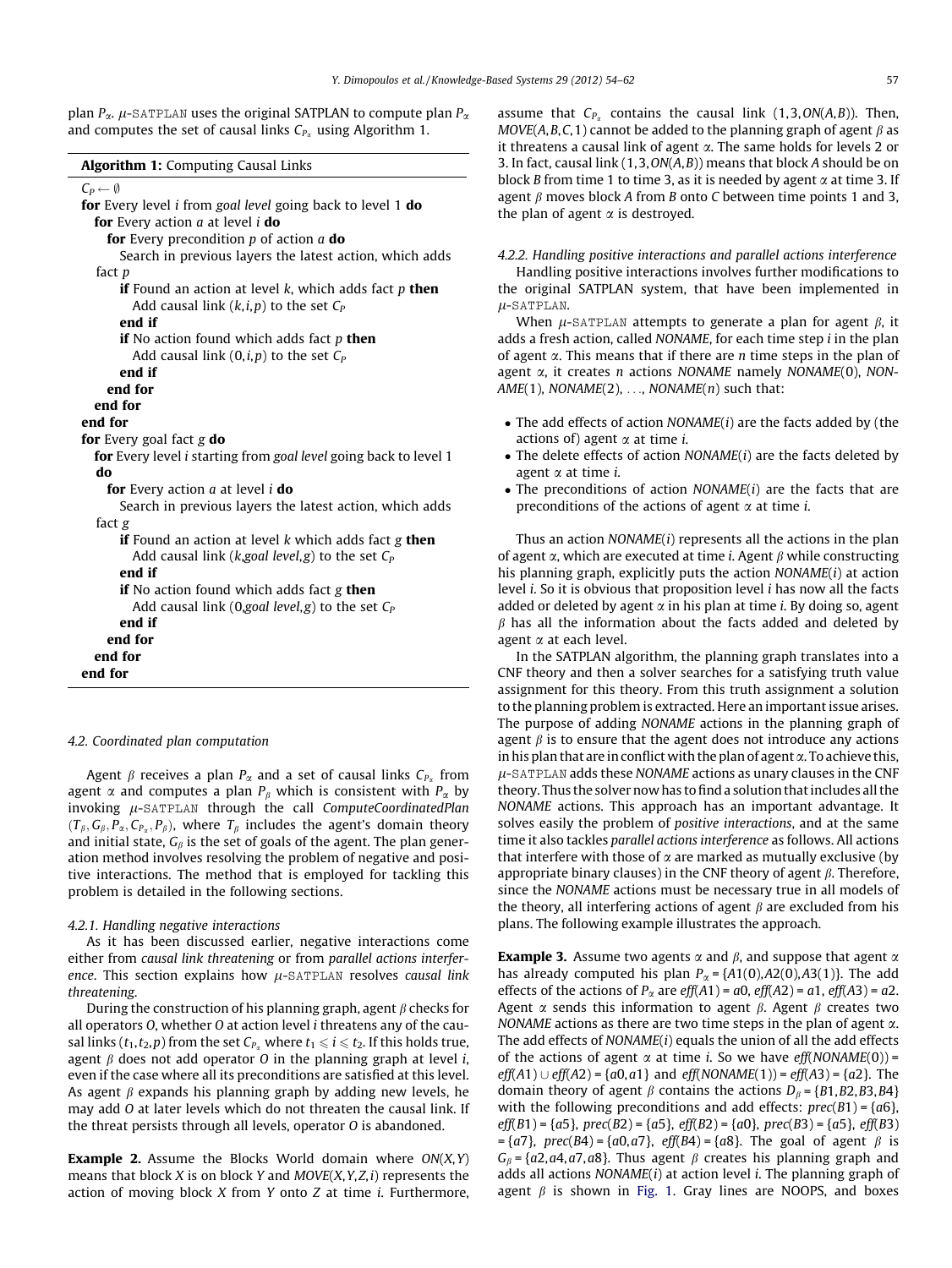plan $P_\alpha$. $\mu$-SATPLAN uses the original SATPLAN to compute plan $P_\alpha$ and computes the set of causal links $C_{P_\alpha}$ using Algorithm 1.

**Algorithm 1:** Computing Causal Links

```
C_P ← ∅
for Every level i from goal level going back to level 1 do
  for Every action a at level i do
    for Every precondition p of action a do
      Search in previous layers the latest action, which adds fact p
      if Found an action at level k, which adds fact p then
        Add causal link (k,i,p) to the set C_P
      end if
      if No action found which adds fact p then
        Add causal link (0,i,p) to the set C_P
      end if
    end for
  end for
end for
for Every goal fact g do
  for Every level i starting from goal level going back to level 1 do
    for Every action a at level i do
      Search in previous layers the latest action, which adds fact g
      if Found an action at level k which adds fact g then
        Add causal link (k,goal level,g) to the set C_P
      end if
      if No action found which adds fact g then
        Add causal link (0,goal level,g) to the set C_P
      end if
    end for
  end for
end for
```

### 4.2. Coordinated plan computation

Agent $\beta$ receives a plan $P_\alpha$ and a set of causal links $C_{P_\alpha}$ from agent $\alpha$ and computes a plan $P_\beta$ which is consistent with $P_\alpha$ by invoking $\mu$-SATPLAN through the call *ComputeCoordinatedPlan* $(T_\beta, G_\beta, P_\alpha, C_{P_\alpha}, P_\beta)$, where $T_\beta$ includes the agent's domain theory and initial state, $G_\beta$ is the set of goals of the agent. The plan generation method involves resolving the problem of negative and positive interactions. The method that is employed for tackling this problem is detailed in the following sections.

#### 4.2.1. Handling negative interactions

As it has been discussed earlier, negative interactions come either from *causal link threatening* or from *parallel actions interference*. This section explains how $\mu$-SATPLAN resolves *causal link threatening*.

During the construction of his planning graph, agent $\beta$ checks for all operators *O*, whether *O* at action level *i* threatens any of the causal links $(t_1, t_2, p)$ from the set $C_{P_\alpha}$ where $t_1 \leqslant i \leqslant t_2$. If this holds true, agent $\beta$ does not add operator *O* in the planning graph at level *i*, even if the case where all its preconditions are satisfied at this level. As agent $\beta$ expands his planning graph by adding new levels, he may add *O* at later levels which do not threaten the causal link. If the threat persists through all levels, operator *O* is abandoned.

**Example 2.** Assume the Blocks World domain where *ON*(*X*,*Y*) means that block *X* is on block *Y* and *MOVE*(*X*,*Y*,*Z*,*i*) represents the action of moving block *X* from *Y* onto *Z* at time *i*. Furthermore, assume that $C_{P_\alpha}$ contains the causal link (1,3,*ON*(*A*,*B*)). Then, *MOVE*(*A*,*B*,*C*,1) cannot be added to the planning graph of agent $\beta$ as it threatens a causal link of agent $\alpha$. The same holds for levels 2 or 3. In fact, causal link (1,3,*ON*(*A*,*B*)) means that block *A* should be on block *B* from time 1 to time 3, as it is needed by agent $\alpha$ at time 3. If agent $\beta$ moves block *A* from *B* onto *C* between time points 1 and 3, the plan of agent $\alpha$ is destroyed.

#### 4.2.2. Handling positive interactions and parallel actions interference

Handling positive interactions involves further modifications to the original SATPLAN system, that have been implemented in $\mu$-SATPLAN.

When $\mu$-SATPLAN attempts to generate a plan for agent $\beta$, it adds a fresh action, called *NONAME*, for each time step *i* in the plan of agent $\alpha$. This means that if there are *n* time steps in the plan of agent $\alpha$, it creates *n* actions *NONAME* namely *NONAME*(0), *NONAME*(1), *NONAME*(2), ..., *NONAME*(*n*) such that:

- The add effects of action *NONAME*(*i*) are the facts added by (the actions of) agent $\alpha$ at time *i*.
- The delete effects of action *NONAME*(*i*) are the facts deleted by agent $\alpha$ at time *i*.
- The preconditions of action *NONAME*(*i*) are the facts that are preconditions of the actions of agent $\alpha$ at time *i*.

Thus an action *NONAME*(*i*) represents all the actions in the plan of agent $\alpha$, which are executed at time *i*. Agent $\beta$ while constructing his planning graph, explicitly puts the action *NONAME*(*i*) at action level *i*. So it is obvious that proposition level *i* has now all the facts added or deleted by agent $\alpha$ in his plan at time *i*. By doing so, agent $\beta$ has all the information about the facts added and deleted by agent $\alpha$ at each level.

In the SATPLAN algorithm, the planning graph translates into a CNF theory and then a solver searches for a satisfying truth value assignment for this theory. From this truth assignment a solution to the planning problem is extracted. Here an important issue arises. The purpose of adding *NONAME* actions in the planning graph of agent $\beta$ is to ensure that the agent does not introduce any actions in his plan that are in conflict with the plan of agent $\alpha$. To achieve this, $\mu$-SATPLAN adds these *NONAME* actions as unary clauses in the CNF theory. Thus the solver now has to find a solution that includes all the *NONAME* actions. This approach has an important advantage. It solves easily the problem of *positive interactions*, and at the same time it also tackles *parallel actions interference* as follows. All actions that interfere with those of $\alpha$ are marked as mutually exclusive (by appropriate binary clauses) in the CNF theory of agent $\beta$. Therefore, since the *NONAME* actions must be necessary true in all models of the theory, all interfering actions of agent $\beta$ are excluded from his plans. The following example illustrates the approach.

**Example 3.** Assume two agents $\alpha$ and $\beta$, and suppose that agent $\alpha$ has already computed his plan $P_\alpha = \{A1(0), A2(0), A3(1)\}$. The add effects of the actions of $P_\alpha$ are $eff(A1) = a0$, $eff(A2) = a1$, $eff(A3) = a2$. Agent $\alpha$ sends this information to agent $\beta$. Agent $\beta$ creates two *NONAME* actions as there are two time steps in the plan of agent $\alpha$. The add effects of *NONAME*(*i*) equals the union of all the add effects of the actions of agent $\alpha$ at time *i*. So we have $eff(NONAME(0)) = eff(A1) \cup eff(A2) = \{a0, a1\}$ and $eff(NONAME(1)) = eff(A3) = \{a2\}$. The domain theory of agent $\beta$ contains the actions $D_\beta = \{B1, B2, B3, B4\}$ with the following preconditions and add effects: $prec(B1) = \{a6\}$, $eff(B1) = \{a5\}$, $prec(B2) = \{a5\}$, $eff(B2) = \{a0\}$, $prec(B3) = \{a5\}$, $eff(B3) = \{a7\}$, $prec(B4) = \{a0, a7\}$, $eff(B4) = \{a8\}$. The goal of agent $\beta$ is $G_\beta = \{a2, a4, a7, a8\}$. Thus agent $\beta$ creates his planning graph and adds all actions *NONAME*(*i*) at action level *i*. The planning graph of agent $\beta$ is shown in Fig. 1. Gray lines are NOOPS, and boxes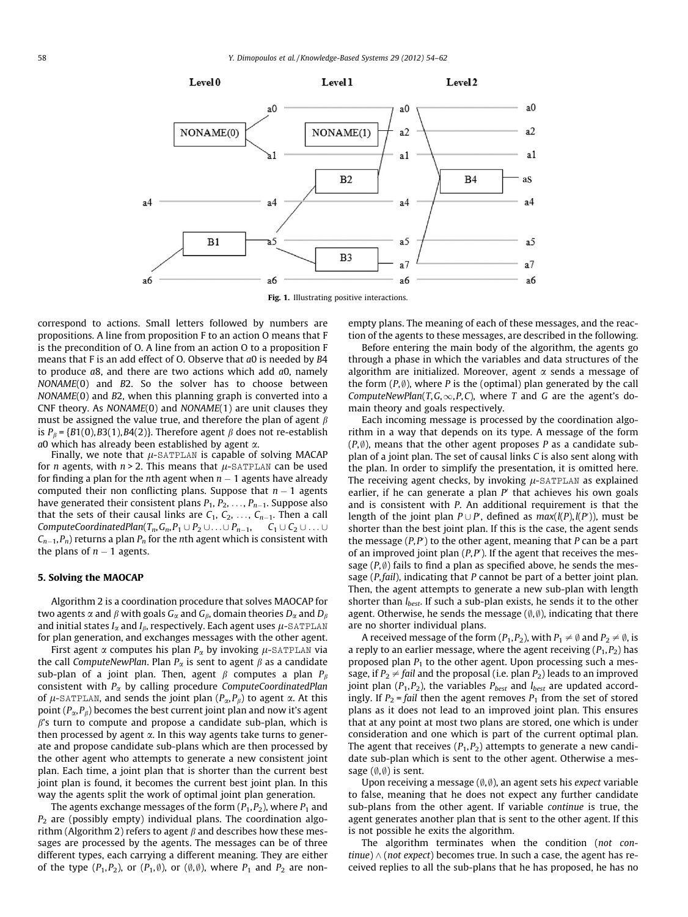Fig. 1. Illustrating positive interactions.

correspond to actions. Small letters followed by numbers are propositions. A line from proposition F to an action O means that F is the precondition of O. A line from an action O to a proposition F means that F is an add effect of O. Observe that *a*0 is needed by *B*4 to produce *a*8, and there are two actions which add *a*0, namely *NONAME*(0) and *B*2. So the solver has to choose between *NONAME*(0) and *B*2, when this planning graph is converted into a CNF theory. As *NONAME*(0) and *NONAME*(1) are unit clauses they must be assigned the value true, and therefore the plan of agent $\beta$ is $P_\beta = \{B1(0), B3(1), B4(2)\}$. Therefore agent $\beta$ does not re-establish *a*0 which has already been established by agent $\alpha$.

Finally, we note that $\mu$-SATPLAN is capable of solving MACAP for *n* agents, with $n > 2$. This means that $\mu$-SATPLAN can be used for finding a plan for the *n*th agent when $n-1$ agents have already computed their non conflicting plans. Suppose that $n-1$ agents have generated their consistent plans $P_1, P_2, \ldots, P_{n-1}$. Suppose also that the sets of their causal links are $C_1, C_2, \ldots, C_{n-1}$. Then a call *ComputeCoordinatedPlan*($T_n, G_n, P_1 \cup P_2 \cup \ldots \cup P_{n-1}, \quad C_1 \cup C_2 \cup \ldots \cup C_{n-1}, P_n$) returns a plan $P_n$ for the *n*th agent which is consistent with the plans of $n-1$ agents.

## 5. Solving the MAOCAP

Algorithm 2 is a coordination procedure that solves MAOCAP for two agents $\alpha$ and $\beta$ with goals $G_\alpha$ and $G_\beta$, domain theories $D_\alpha$ and $D_\beta$ and initial states $I_\alpha$ and $I_\beta$, respectively. Each agent uses $\mu$-SATPLAN for plan generation, and exchanges messages with the other agent.

First agent $\alpha$ computes his plan $P_\alpha$ by invoking $\mu$-SATPLAN via the call *ComputeNewPlan*. Plan $P_\alpha$ is sent to agent $\beta$ as a candidate sub-plan of a joint plan. Then, agent $\beta$ computes a plan $P_\beta$ consistent with $P_\alpha$ by calling procedure *ComputeCoordinatedPlan* of $\mu$-SATPLAN, and sends the joint plan $(P_\alpha, P_\beta)$ to agent $\alpha$. At this point $(P_\alpha, P_\beta)$ becomes the best current joint plan and now it's agent $\beta$'s turn to compute and propose a candidate sub-plan, which is then processed by agent $\alpha$. In this way agents take turns to generate and propose candidate sub-plans which are then processed by the other agent who attempts to generate a new consistent joint plan. Each time, a joint plan that is shorter than the current best joint plan is found, it becomes the current best joint plan. In this way the agents split the work of optimal joint plan generation.

The agents exchange messages of the form $(P_1, P_2)$, where $P_1$ and $P_2$ are (possibly empty) individual plans. The coordination algorithm (Algorithm 2) refers to agent $\beta$ and describes how these messages are processed by the agents. The messages can be of three different types, each carrying a different meaning. They are either of the type $(P_1, P_2)$, or $(P_1, \emptyset)$, or $(\emptyset, \emptyset)$, where $P_1$ and $P_2$ are non-empty plans. The meaning of each of these messages, and the reaction of the agents to these messages, are described in the following.

Before entering the main body of the algorithm, the agents go through a phase in which the variables and data structures of the algorithm are initialized. Moreover, agent $\alpha$ sends a message of the form $(P, \emptyset)$, where *P* is the (optimal) plan generated by the call *ComputeNewPlan*($T, G, \infty, P, C$), where *T* and *G* are the agent's domain theory and goals respectively.

Each incoming message is processed by the coordination algorithm in a way that depends on its type. A message of the form $(P, \emptyset)$, means that the other agent proposes *P* as a candidate sub-plan of a joint plan. The set of causal links *C* is also sent along with the plan. In order to simplify the presentation, it is omitted here. The receiving agent checks, by invoking $\mu$-SATPLAN as explained earlier, if he can generate a plan $P'$ that achieves his own goals and is consistent with *P*. An additional requirement is that the length of the joint plan $P \cup P'$, defined as $max(l(P), l(P'))$, must be shorter than the best joint plan. If this is the case, the agent sends the message $(P, P')$ to the other agent, meaning that *P* can be a part of an improved joint plan $(P, P')$. If the agent that receives the message $(P, \emptyset)$ fails to find a plan as specified above, he sends the message $(P, fail)$, indicating that *P* cannot be part of a better joint plan. Then, the agent attempts to generate a new sub-plan with length shorter than $l_{best}$. If such a sub-plan exists, he sends it to the other agent. Otherwise, he sends the message $(\emptyset, \emptyset)$, indicating that there are no shorter individual plans.

A received message of the form $(P_1, P_2)$, with $P_1 \neq \emptyset$ and $P_2 \neq \emptyset$, is a reply to an earlier message, where the agent receiving $(P_1, P_2)$ has proposed plan $P_1$ to the other agent. Upon processing such a message, if $P_2 \neq fail$ and the proposal (i.e. plan $P_2$) leads to an improved joint plan $(P_1, P_2)$, the variables $P_{best}$ and $l_{best}$ are updated accordingly. If $P_2 = fail$ then the agent removes $P_1$ from the set of stored plans as it does not lead to an improved joint plan. This ensures that at any point at most two plans are stored, one which is under consideration and one which is part of the current optimal plan. The agent that receives $(P_1, P_2)$ attempts to generate a new candidate sub-plan which is sent to the other agent. Otherwise a message $(\emptyset, \emptyset)$ is sent.

Upon receiving a message $(\emptyset, \emptyset)$, an agent sets his *expect* variable to false, meaning that he does not expect any further candidate sub-plans from the other agent. If variable *continue* is true, the agent generates another plan that is sent to the other agent. If this is not possible he exits the algorithm.

The algorithm terminates when the condition (*not continue*) $\wedge$ (*not expect*) becomes true. In such a case, the agent has received replies to all the sub-plans that he has proposed, he has no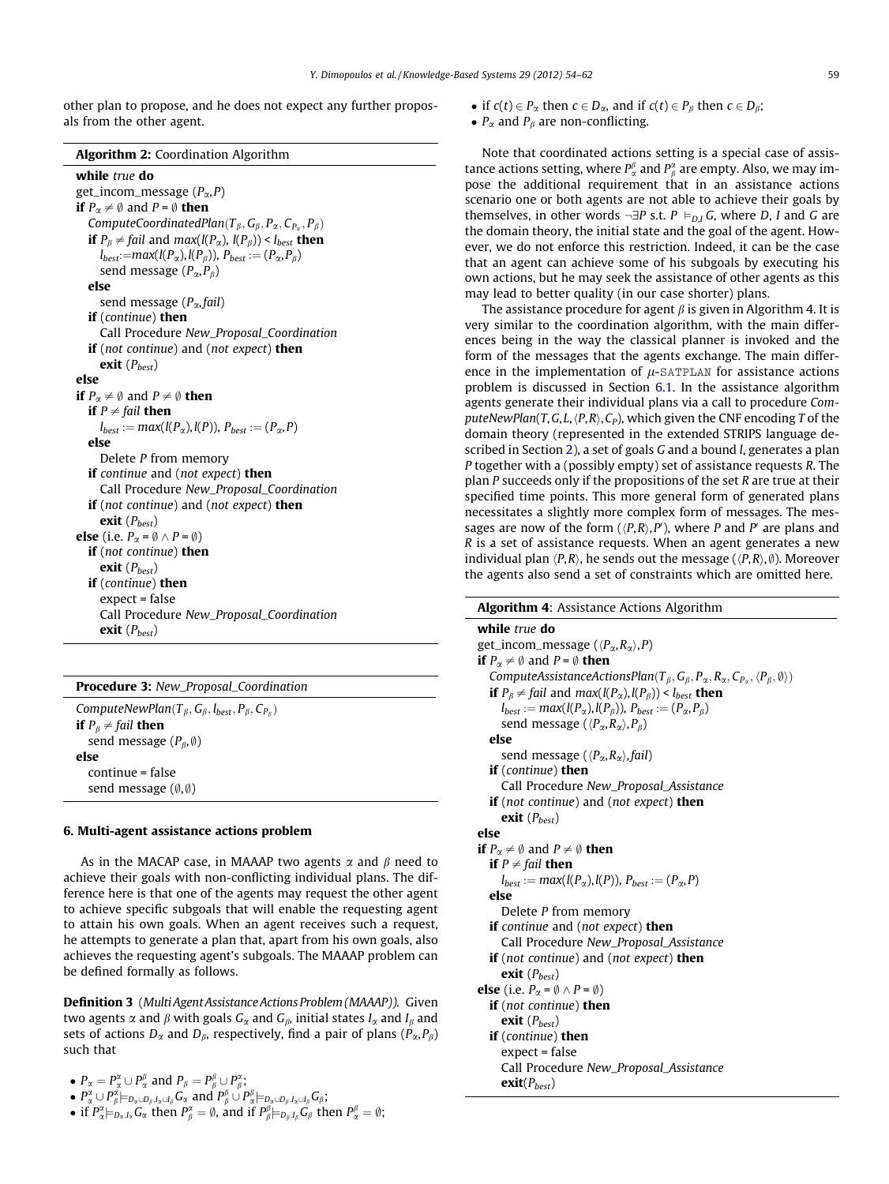other plan to propose, and he does not expect any further proposals from the other agent.

**Algorithm 2:** Coordination Algorithm

```
while true do
get_incom_message (Pα,P)
if Pα ≠ ∅ and P = ∅ then
    ComputeCoordinatedPlan(Tβ, Gβ, Pα, C_Pα, Pβ)
    if Pβ ≠ fail and max(l(Pα), l(Pβ)) < l_best then
        l_best:=max(l(Pα),l(Pβ)), P_best := (Pα,Pβ)
        send message (Pα,Pβ)
    else
        send message (Pα,fail)
    if (continue) then
        Call Procedure New_Proposal_Coordination
    if (not continue) and (not expect) then
        exit (P_best)
else
if Pα ≠ ∅ and P ≠ ∅ then
    if P ≠ fail then
        l_best := max(l(Pα),l(P)), P_best := (Pα,P)
    else
        Delete P from memory
    if continue and (not expect) then
        Call Procedure New_Proposal_Coordination
    if (not continue) and (not expect) then
        exit (P_best)
else (i.e. Pα = ∅ ∧ P = ∅)
    if (not continue) then
        exit (P_best)
    if (continue) then
        expect = false
        Call Procedure New_Proposal_Coordination
        exit (P_best)
```

**Procedure 3:** *New_Proposal_Coordination*

```
ComputeNewPlan(Tβ, Gβ, l_best, Pβ, C_Pβ)
if Pβ ≠ fail then
    send message (Pβ,∅)
else
    continue = false
    send message (∅,∅)
```

## 6. Multi-agent assistance actions problem

As in the MACAP case, in MAAAP two agents $\alpha$ and $\beta$ need to achieve their goals with non-conflicting individual plans. The difference here is that one of the agents may request the other agent to achieve specific subgoals that will enable the requesting agent to attain his own goals. When an agent receives such a request, he attempts to generate a plan that, apart from his own goals, also achieves the requesting agent's subgoals. The MAAAP problem can be defined formally as follows.

**Definition 3** (*Multi Agent Assistance Actions Problem (MAAAP)*). Given two agents $\alpha$ and $\beta$ with goals $G_\alpha$ and $G_\beta$, initial states $I_\alpha$ and $I_\beta$ and sets of actions $D_\alpha$ and $D_\beta$, respectively, find a pair of plans $(P_\alpha, P_\beta)$ such that

- $P_\alpha = P_\alpha^\alpha \cup P_\alpha^\beta$ and $P_\beta = P_\beta^\beta \cup P_\beta^\alpha$;
- $P_\alpha^\alpha \cup P_\beta^\alpha \models_{D_\alpha \cup D_\beta, I_\alpha \cup I_\beta} G_\alpha$ and $P_\beta^\beta \cup P_\alpha^\beta \models_{D_\alpha \cup D_\beta, I_\alpha \cup I_\beta} G_\beta$;
- if $P_\alpha^\alpha \models_{D_\alpha, I_\alpha} G_\alpha$ then $P_\beta^\alpha = \emptyset$, and if $P_\beta^\beta \models_{D_\beta, I_\beta} G_\beta$ then $P_\alpha^\beta = \emptyset$;
- if $c(t) \in P_\alpha$ then $c \in D_\alpha$, and if $c(t) \in P_\beta$ then $c \in D_\beta$;
- $P_\alpha$ and $P_\beta$ are non-conflicting.

Note that coordinated actions setting is a special case of assistance actions setting, where $P_\alpha^\beta$ and $P_\beta^\alpha$ are empty. Also, we may impose the additional requirement that in an assistance actions scenario one or both agents are not able to achieve their goals by themselves, in other words $\neg\exists P$ s.t. $P \models_{D,I} G$, where $D$, $I$ and $G$ are the domain theory, the initial state and the goal of the agent. However, we do not enforce this restriction. Indeed, it can be the case that an agent can achieve some of his subgoals by executing his own actions, but he may seek the assistance of other agents as this may lead to better quality (in our case shorter) plans.

The assistance procedure for agent $\beta$ is given in Algorithm 4. It is very similar to the coordination algorithm, with the main differences being in the way the classical planner is invoked and the form of the messages that the agents exchange. The main difference in the implementation of $\mu$-SATPLAN for assistance actions problem is discussed in Section 6.1. In the assistance algorithm agents generate their individual plans via a call to procedure *ComputeNewPlan*$(T, G, L, \langle P, R\rangle, C_P)$, which given the CNF encoding $T$ of the domain theory (represented in the extended STRIPS language described in Section 2), a set of goals $G$ and a bound $l$, generates a plan $P$ together with a (possibly empty) set of assistance requests $R$. The plan $P$ succeeds only if the propositions of the set $R$ are true at their specified time points. This more general form of generated plans necessitates a slightly more complex form of messages. The messages are now of the form $(\langle P, R\rangle, P')$, where $P$ and $P'$ are plans and $R$ is a set of assistance requests. When an agent generates a new individual plan $\langle P, R\rangle$, he sends out the message $(\langle P, R\rangle, \emptyset)$. Moreover the agents also send a set of constraints which are omitted here.

**Algorithm 4**: Assistance Actions Algorithm

```
while true do
get_incom_message (⟨Pα,Rα⟩,P)
if Pα ≠ ∅ and P = ∅ then
    ComputeAssistanceActionsPlan(Tβ, Gβ, Pα, Rα, C_Pα, ⟨Pβ,∅⟩)
    if Pβ ≠ fail and max(l(Pα),l(Pβ)) < l_best then
        l_best := max(l(Pα),l(Pβ)), P_best := (Pα,Pβ)
        send message (⟨Pα,Rα⟩,Pβ)
    else
        send message (⟨Pα,Rα⟩,fail)
    if (continue) then
        Call Procedure New_Proposal_Assistance
    if (not continue) and (not expect) then
        exit (P_best)
else
if Pα ≠ ∅ and P ≠ ∅ then
    if P ≠ fail then
        l_best := max(l(Pα),l(P)), P_best := (Pα,P)
    else
        Delete P from memory
    if continue and (not expect) then
        Call Procedure New_Proposal_Assistance
    if (not continue) and (not expect) then
        exit (P_best)
else (i.e. Pα = ∅ ∧ P = ∅)
    if (not continue) then
        exit (P_best)
    if (continue) then
        expect = false
        Call Procedure New_Proposal_Assistance
        exit(P_best)
```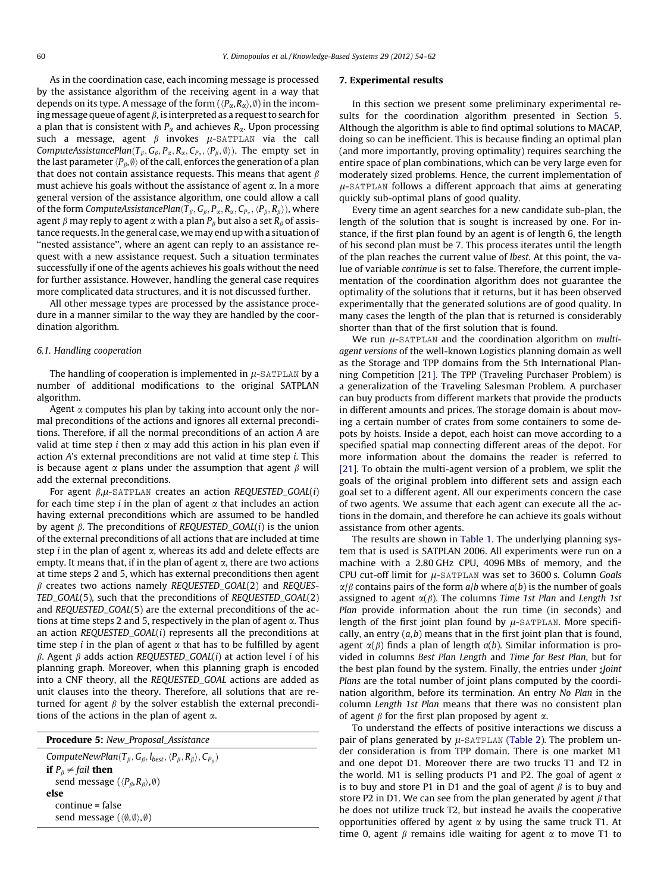As in the coordination case, each incoming message is processed by the assistance algorithm of the receiving agent in a way that depends on its type. A message of the form $(\langle P_\alpha, R_\alpha \rangle, \emptyset)$ in the incoming message queue of agent $\beta$, is interpreted as a request to search for a plan that is consistent with $P_\alpha$ and achieves $R_\alpha$. Upon processing such a message, agent $\beta$ invokes $\mu$-SATPLAN via the call *ComputeAssistancePlan*$(T_\beta, G_\beta, P_\alpha, R_\alpha, C_{P_\alpha}, \langle P_\beta, \emptyset \rangle)$. The empty set in the last parameter $\langle P_\beta, \emptyset \rangle$ of the call, enforces the generation of a plan that does not contain assistance requests. This means that agent $\beta$ must achieve his goals without the assistance of agent $\alpha$. In a more general version of the assistance algorithm, one could allow a call of the form *ComputeAssistancePlan*$(T_\beta, G_\beta, P_\alpha, R_\alpha, C_{P_\alpha}, \langle P_\beta, R_\beta \rangle)$, where agent $\beta$ may reply to agent $\alpha$ with a plan $P_\beta$ but also a set $R_\beta$ of assistance requests. In the general case, we may end up with a situation of "nested assistance", where an agent can reply to an assistance request with a new assistance request. Such a situation terminates successfully if one of the agents achieves his goals without the need for further assistance. However, handling the general case requires more complicated data structures, and it is not discussed further.

All other message types are processed by the assistance procedure in a manner similar to the way they are handled by the coordination algorithm.

### 6.1. Handling cooperation

The handling of cooperation is implemented in $\mu$-SATPLAN by a number of additional modifications to the original SATPLAN algorithm.

Agent $\alpha$ computes his plan by taking into account only the normal preconditions of the actions and ignores all external preconditions. Therefore, if all the normal preconditions of an action $A$ are valid at time step $i$ then $\alpha$ may add this action in his plan even if action $A$'s external preconditions are not valid at time step $i$. This is because agent $\alpha$ plans under the assumption that agent $\beta$ will add the external preconditions.

For agent $\beta$, $\mu$-SATPLAN creates an action *REQUESTED_GOAL*$(i)$ for each time step $i$ in the plan of agent $\alpha$ that includes an action having external preconditions which are assumed to be handled by agent $\beta$. The preconditions of *REQUESTED_GOAL*$(i)$ is the union of the external preconditions of all actions that are included at time step $i$ in the plan of agent $\alpha$, whereas its add and delete effects are empty. It means that, if in the plan of agent $\alpha$, there are two actions at time steps 2 and 5, which has external preconditions then agent $\beta$ creates two actions namely *REQUESTED_GOAL*(2) and *REQUESTED_GOAL*(5), such that the preconditions of *REQUESTED_GOAL*(2) and *REQUESTED_GOAL*(5) are the external preconditions of the actions at time steps 2 and 5, respectively in the plan of agent $\alpha$. Thus an action *REQUESTED_GOAL*$(i)$ represents all the preconditions at time step $i$ in the plan of agent $\alpha$ that has to be fulfilled by agent $\beta$. Agent $\beta$ adds action *REQUESTED_GOAL*$(i)$ at action level $i$ of his planning graph. Moreover, when this planning graph is encoded into a CNF theory, all the *REQUESTED_GOAL* actions are added as unit clauses into the theory. Therefore, all solutions that are returned for agent $\beta$ by the solver establish the external preconditions of the actions in the plan of agent $\alpha$.

```
Procedure 5: New_Proposal_Assistance

ComputeNewPlan(T_β, G_β, l_best, ⟨P_β, R_β⟩, C_{P_β})
if P_β ≠ fail then
   send message (⟨P_β,R_β⟩,∅)
else
   continue = false
   send message (⟨∅,∅⟩,∅)
```

## 7. Experimental results

In this section we present some preliminary experimental results for the coordination algorithm presented in Section 5. Although the algorithm is able to find optimal solutions to MACAP, doing so can be inefficient. This is because finding an optimal plan (and more importantly, proving optimality) requires searching the entire space of plan combinations, which can be very large even for moderately sized problems. Hence, the current implementation of $\mu$-SATPLAN follows a different approach that aims at generating quickly sub-optimal plans of good quality.

Every time an agent searches for a new candidate sub-plan, the length of the solution that is sought is increased by one. For instance, if the first plan found by an agent is of length 6, the length of his second plan must be 7. This process iterates until the length of the plan reaches the current value of *lbest*. At this point, the value of variable *continue* is set to false. Therefore, the current implementation of the coordination algorithm does not guarantee the optimality of the solutions that it returns, but it has been observed experimentally that the generated solutions are of good quality. In many cases the length of the plan that is returned is considerably shorter than that of the first solution that is found.

We run $\mu$-SATPLAN and the coordination algorithm on *multi-agent versions* of the well-known Logistics planning domain as well as the Storage and TPP domains from the 5th International Planning Competition [21]. The TPP (Traveling Purchaser Problem) is a generalization of the Traveling Salesman Problem. A purchaser can buy products from different markets that provide the products in different amounts and prices. The storage domain is about moving a certain number of crates from some containers to some depots by hoists. Inside a depot, each hoist can move according to a specified spatial map connecting different areas of the depot. For more information about the domains the reader is referred to [21]. To obtain the multi-agent version of a problem, we split the goals of the original problem into different sets and assign each goal set to a different agent. All our experiments concern the case of two agents. We assume that each agent can execute all the actions in the domain, and therefore he can achieve its goals without assistance from other agents.

The results are shown in Table 1. The underlying planning system that is used is SATPLAN 2006. All experiments were run on a machine with a 2.80 GHz CPU, 4096 MBs of memory, and the CPU cut-off limit for $\mu$-SATPLAN was set to 3600 s. Column *Goals* $\alpha/\beta$ contains pairs of the form $a/b$ where $a(b)$ is the number of goals assigned to agent $\alpha(\beta)$. The columns *Time 1st Plan* and *Length 1st Plan* provide information about the run time (in seconds) and length of the first joint plan found by $\mu$-SATPLAN. More specifically, an entry $(a,b)$ means that in the first joint plan that is found, agent $\alpha(\beta)$ finds a plan of length $a(b)$. Similar information is provided in columns *Best Plan Length* and *Time for Best Plan*, but for the best plan found by the system. Finally, the entries under ♯*Joint Plans* are the total number of joint plans computed by the coordination algorithm, before its termination. An entry *No Plan* in the column *Length 1st Plan* means that there was no consistent plan of agent $\beta$ for the first plan proposed by agent $\alpha$.

To understand the effects of positive interactions we discuss a pair of plans generated by $\mu$-SATPLAN (Table 2). The problem under consideration is from TPP domain. There is one market M1 and one depot D1. Moreover there are two trucks T1 and T2 in the world. M1 is selling products P1 and P2. The goal of agent $\alpha$ is to buy and store P1 in D1 and the goal of agent $\beta$ is to buy and store P2 in D1. We can see from the plan generated by agent $\beta$ that he does not utilize truck T2, but instead he avails the cooperative opportunities offered by agent $\alpha$ by using the same truck T1. At time 0, agent $\beta$ remains idle waiting for agent $\alpha$ to move T1 to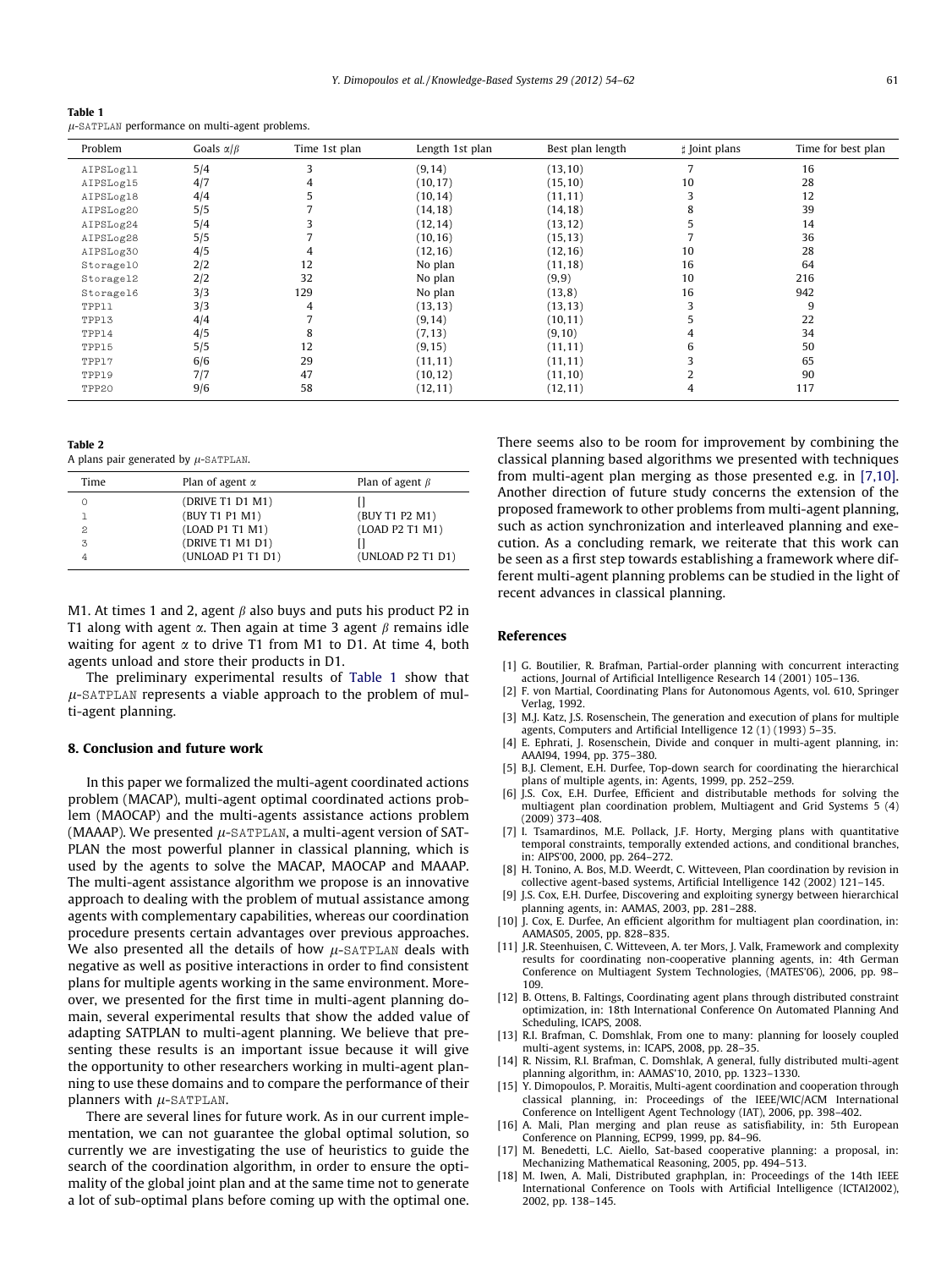**Table 1**
$\mu$-SATPLAN performance on multi-agent problems.

| Problem | Goals $\alpha/\beta$ | Time 1st plan | Length 1st plan | Best plan length | ♯ Joint plans | Time for best plan |
|---|---|---|---|---|---|---|
| AIPSLog11 | 5/4 | 3 | (9,14) | (13,10) | 7 | 16 |
| AIPSLog15 | 4/7 | 4 | (10,17) | (15,10) | 10 | 28 |
| AIPSLog18 | 4/4 | 5 | (10,14) | (11,11) | 3 | 12 |
| AIPSLog20 | 5/5 | 7 | (14,18) | (14,18) | 8 | 39 |
| AIPSLog24 | 5/4 | 3 | (12,14) | (13,12) | 5 | 14 |
| AIPSLog28 | 5/5 | 7 | (10,16) | (15,13) | 7 | 36 |
| AIPSLog30 | 4/5 | 4 | (12,16) | (12,16) | 10 | 28 |
| Storage10 | 2/2 | 12 | No plan | (11,18) | 16 | 64 |
| Storage12 | 2/2 | 32 | No plan | (9,9) | 10 | 216 |
| Storage16 | 3/3 | 129 | No plan | (13,8) | 16 | 942 |
| TPP11 | 3/3 | 4 | (13,13) | (13,13) | 3 | 9 |
| TPP13 | 4/4 | 7 | (9,14) | (10,11) | 5 | 22 |
| TPP14 | 4/5 | 8 | (7,13) | (9,10) | 4 | 34 |
| TPP15 | 5/5 | 12 | (9,15) | (11,11) | 6 | 50 |
| TPP17 | 6/6 | 29 | (11,11) | (11,11) | 3 | 65 |
| TPP19 | 7/7 | 47 | (10,12) | (11,10) | 2 | 90 |
| TPP20 | 9/6 | 58 | (12,11) | (12,11) | 4 | 117 |

**Table 2**
A plans pair generated by $\mu$-SATPLAN.

| Time | Plan of agent $\alpha$ | Plan of agent $\beta$ |
|---|---|---|
| 0 | (DRIVE T1 D1 M1) | [] |
| 1 | (BUY T1 P1 M1) | (BUY T1 P2 M1) |
| 2 | (LOAD P1 T1 M1) | (LOAD P2 T1 M1) |
| 3 | (DRIVE T1 M1 D1) | [] |
| 4 | (UNLOAD P1 T1 D1) | (UNLOAD P2 T1 D1) |

M1. At times 1 and 2, agent $\beta$ also buys and puts his product P2 in T1 along with agent $\alpha$. Then again at time 3 agent $\beta$ remains idle waiting for agent $\alpha$ to drive T1 from M1 to D1. At time 4, both agents unload and store their products in D1.

The preliminary experimental results of Table 1 show that $\mu$-SATPLAN represents a viable approach to the problem of multi-agent planning.

## 8. Conclusion and future work

In this paper we formalized the multi-agent coordinated actions problem (MACAP), multi-agent optimal coordinated actions problem (MAOCAP) and the multi-agents assistance actions problem (MAAAP). We presented $\mu$-SATPLAN, a multi-agent version of SATPLAN the most powerful planner in classical planning, which is used by the agents to solve the MACAP, MAOCAP and MAAAP. The multi-agent assistance algorithm we propose is an innovative approach to dealing with the problem of mutual assistance among agents with complementary capabilities, whereas our coordination procedure presents certain advantages over previous approaches. We also presented all the details of how $\mu$-SATPLAN deals with negative as well as positive interactions in order to find consistent plans for multiple agents working in the same environment. Moreover, we presented for the first time in multi-agent planning domain, several experimental results that show the added value of adapting SATPLAN to multi-agent planning. We believe that presenting these results is an important issue because it will give the opportunity to other researchers working in multi-agent planning to use these domains and to compare the performance of their planners with $\mu$-SATPLAN.

There are several lines for future work. As in our current implementation, we can not guarantee the global optimal solution, so currently we are investigating the use of heuristics to guide the search of the coordination algorithm, in order to ensure the optimality of the global joint plan and at the same time not to generate a lot of sub-optimal plans before coming up with the optimal one. There seems also to be room for improvement by combining the classical planning based algorithms we presented with techniques from multi-agent plan merging as those presented e.g. in [7,10]. Another direction of future study concerns the extension of the proposed framework to other problems from multi-agent planning, such as action synchronization and interleaved planning and execution. As a concluding remark, we reiterate that this work can be seen as a first step towards establishing a framework where different multi-agent planning problems can be studied in the light of recent advances in classical planning.

## References

[1] G. Boutilier, R. Brafman, Partial-order planning with concurrent interacting actions, Journal of Artificial Intelligence Research 14 (2001) 105–136.
[2] F. von Martial, Coordinating Plans for Autonomous Agents, vol. 610, Springer Verlag, 1992.
[3] M.J. Katz, J.S. Rosenschein, The generation and execution of plans for multiple agents, Computers and Artificial Intelligence 12 (1) (1993) 5–35.
[4] E. Ephrati, J. Rosenschein, Divide and conquer in multi-agent planning, in: AAAI94, 1994, pp. 375–380.
[5] B.J. Clement, E.H. Durfee, Top-down search for coordinating the hierarchical plans of multiple agents, in: Agents, 1999, pp. 252–259.
[6] J.S. Cox, E.H. Durfee, Efficient and distributable methods for solving the multiagent plan coordination problem, Multiagent and Grid Systems 5 (4) (2009) 373–408.
[7] I. Tsamardinos, M.E. Pollack, J.F. Horty, Merging plans with quantitative temporal constraints, temporally extended actions, and conditional branches, in: AIPS'00, 2000, pp. 264–272.
[8] H. Tonino, A. Bos, M.D. Weerdt, C. Witteveen, Plan coordination by revision in collective agent-based systems, Artificial Intelligence 142 (2002) 121–145.
[9] J.S. Cox, E.H. Durfee, Discovering and exploiting synergy between hierarchical planning agents, in: AAMAS, 2003, pp. 281–288.
[10] J. Cox, E. Durfee, An efficient algorithm for multiagent plan coordination, in: AAMAS05, 2005, pp. 828–835.
[11] J.R. Steenhuisen, C. Witteveen, A. ter Mors, J. Valk, Framework and complexity results for coordinating non-cooperative planning agents, in: 4th German Conference on Multiagent System Technologies, (MATES'06), 2006, pp. 98–109.
[12] B. Ottens, B. Faltings, Coordinating agent plans through distributed constraint optimization, in: 18th International Conference On Automated Planning And Scheduling, ICAPS, 2008.
[13] R.I. Brafman, C. Domshlak, From one to many: planning for loosely coupled multi-agent systems, in: ICAPS, 2008, pp. 28–35.
[14] R. Nissim, R.I. Brafman, C. Domshlak, A general, fully distributed multi-agent planning algorithm, in: AAMAS'10, 2010, pp. 1323–1330.
[15] Y. Dimopoulos, P. Moraitis, Multi-agent coordination and cooperation through classical planning, in: Proceedings of the IEEE/WIC/ACM International Conference on Intelligent Agent Technology (IAT), 2006, pp. 398–402.
[16] A. Mali, Plan merging and plan reuse as satisfiability, in: 5th European Conference on Planning, ECP99, 1999, pp. 84–96.
[17] M. Benedetti, L.C. Aiello, Sat-based cooperative planning: a proposal, in: Mechanizing Mathematical Reasoning, 2005, pp. 494–513.
[18] M. Iwen, A. Mali, Distributed graphplan, in: Proceedings of the 14th IEEE International Conference on Tools with Artificial Intelligence (ICTAI2002), 2002, pp. 138–145.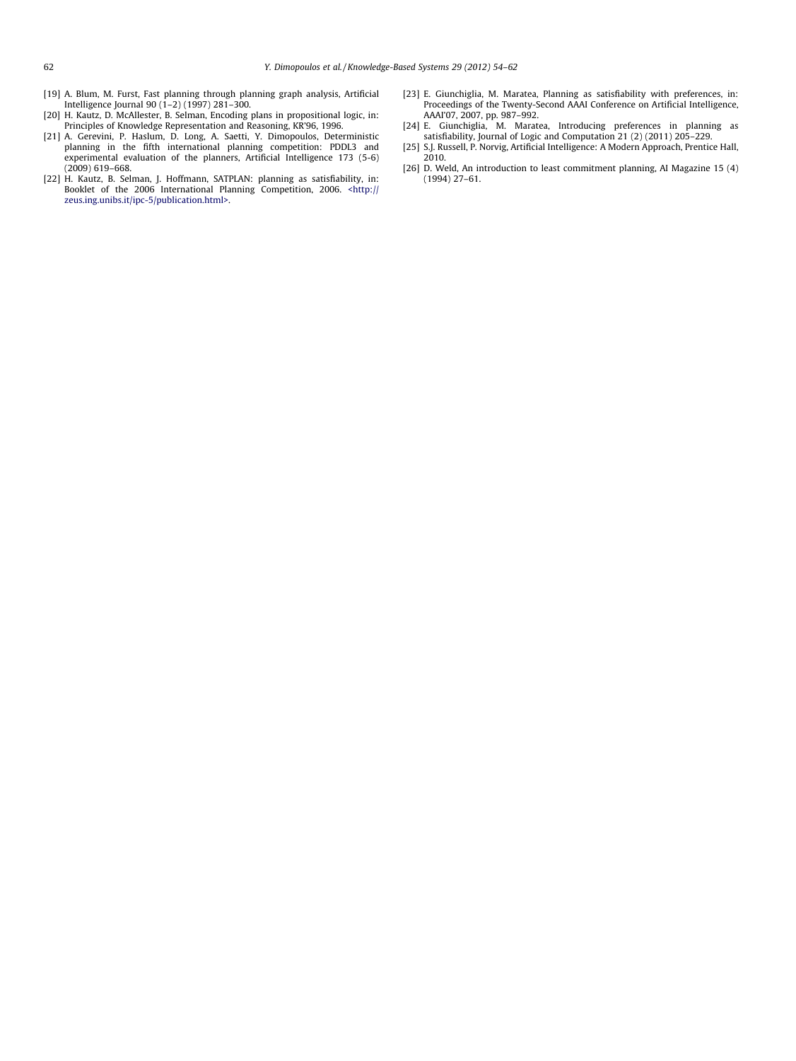[19] A. Blum, M. Furst, Fast planning through planning graph analysis, Artificial Intelligence Journal 90 (1–2) (1997) 281–300.

[20] H. Kautz, D. McAllester, B. Selman, Encoding plans in propositional logic, in: Principles of Knowledge Representation and Reasoning, KR'96, 1996.

[21] A. Gerevini, P. Haslum, D. Long, A. Saetti, Y. Dimopoulos, Deterministic planning in the fifth international planning competition: PDDL3 and experimental evaluation of the planners, Artificial Intelligence 173 (5-6) (2009) 619–668.

[22] H. Kautz, B. Selman, J. Hoffmann, SATPLAN: planning as satisfiability, in: Booklet of the 2006 International Planning Competition, 2006. <http://zeus.ing.unibs.it/ipc-5/publication.html>.

[23] E. Giunchiglia, M. Maratea, Planning as satisfiability with preferences, in: Proceedings of the Twenty-Second AAAI Conference on Artificial Intelligence, AAAI'07, 2007, pp. 987–992.

[24] E. Giunchiglia, M. Maratea, Introducing preferences in planning as satisfiability, Journal of Logic and Computation 21 (2) (2011) 205–229.

[25] S.J. Russell, P. Norvig, Artificial Intelligence: A Modern Approach, Prentice Hall, 2010.

[26] D. Weld, An introduction to least commitment planning, AI Magazine 15 (4) (1994) 27–61.